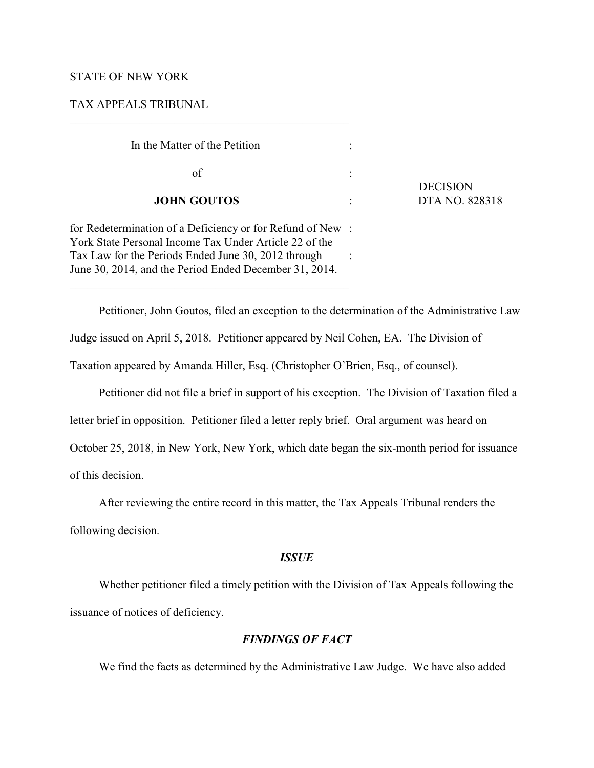STATE OF NEW YORK

TAX APPEALS TRIBUNAL

| | | |
|---|---|---|
| In the Matter of the Petition | : | |
| of | : | DECISION |
| **JOHN GOUTOS** | : | DTA NO. 828318 |
| for Redetermination of a Deficiency or for Refund of New York State Personal Income Tax Under Article 22 of the Tax Law for the Periods Ended June 30, 2012 through June 30, 2014, and the Period Ended December 31, 2014. | : | |

Petitioner, John Goutos, filed an exception to the determination of the Administrative Law Judge issued on April 5, 2018. Petitioner appeared by Neil Cohen, EA. The Division of Taxation appeared by Amanda Hiller, Esq. (Christopher O'Brien, Esq., of counsel).

Petitioner did not file a brief in support of his exception. The Division of Taxation filed a letter brief in opposition. Petitioner filed a letter reply brief. Oral argument was heard on October 25, 2018, in New York, New York, which date began the six-month period for issuance of this decision.

After reviewing the entire record in this matter, the Tax Appeals Tribunal renders the following decision.

## *ISSUE*

Whether petitioner filed a timely petition with the Division of Tax Appeals following the issuance of notices of deficiency.

## *FINDINGS OF FACT*

We find the facts as determined by the Administrative Law Judge. We have also added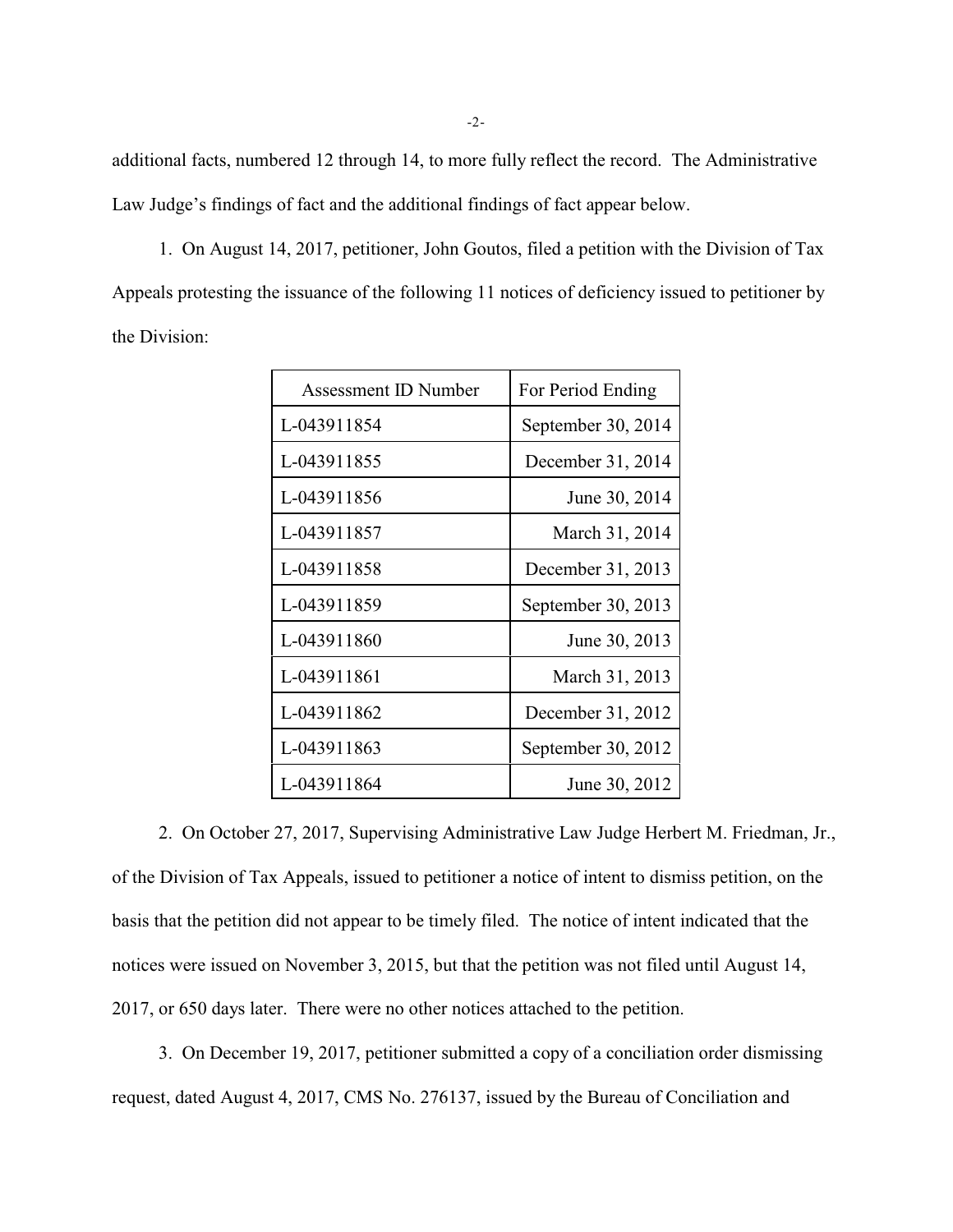additional facts, numbered 12 through 14, to more fully reflect the record. The Administrative Law Judge's findings of fact and the additional findings of fact appear below.

1. On August 14, 2017, petitioner, John Goutos, filed a petition with the Division of Tax Appeals protesting the issuance of the following 11 notices of deficiency issued to petitioner by the Division:

| Assessment ID Number | For Period Ending |
|---|---|
| L-043911854 | September 30, 2014 |
| L-043911855 | December 31, 2014 |
| L-043911856 | June 30, 2014 |
| L-043911857 | March 31, 2014 |
| L-043911858 | December 31, 2013 |
| L-043911859 | September 30, 2013 |
| L-043911860 | June 30, 2013 |
| L-043911861 | March 31, 2013 |
| L-043911862 | December 31, 2012 |
| L-043911863 | September 30, 2012 |
| L-043911864 | June 30, 2012 |

2. On October 27, 2017, Supervising Administrative Law Judge Herbert M. Friedman, Jr., of the Division of Tax Appeals, issued to petitioner a notice of intent to dismiss petition, on the basis that the petition did not appear to be timely filed. The notice of intent indicated that the notices were issued on November 3, 2015, but that the petition was not filed until August 14, 2017, or 650 days later. There were no other notices attached to the petition.

3. On December 19, 2017, petitioner submitted a copy of a conciliation order dismissing request, dated August 4, 2017, CMS No. 276137, issued by the Bureau of Conciliation and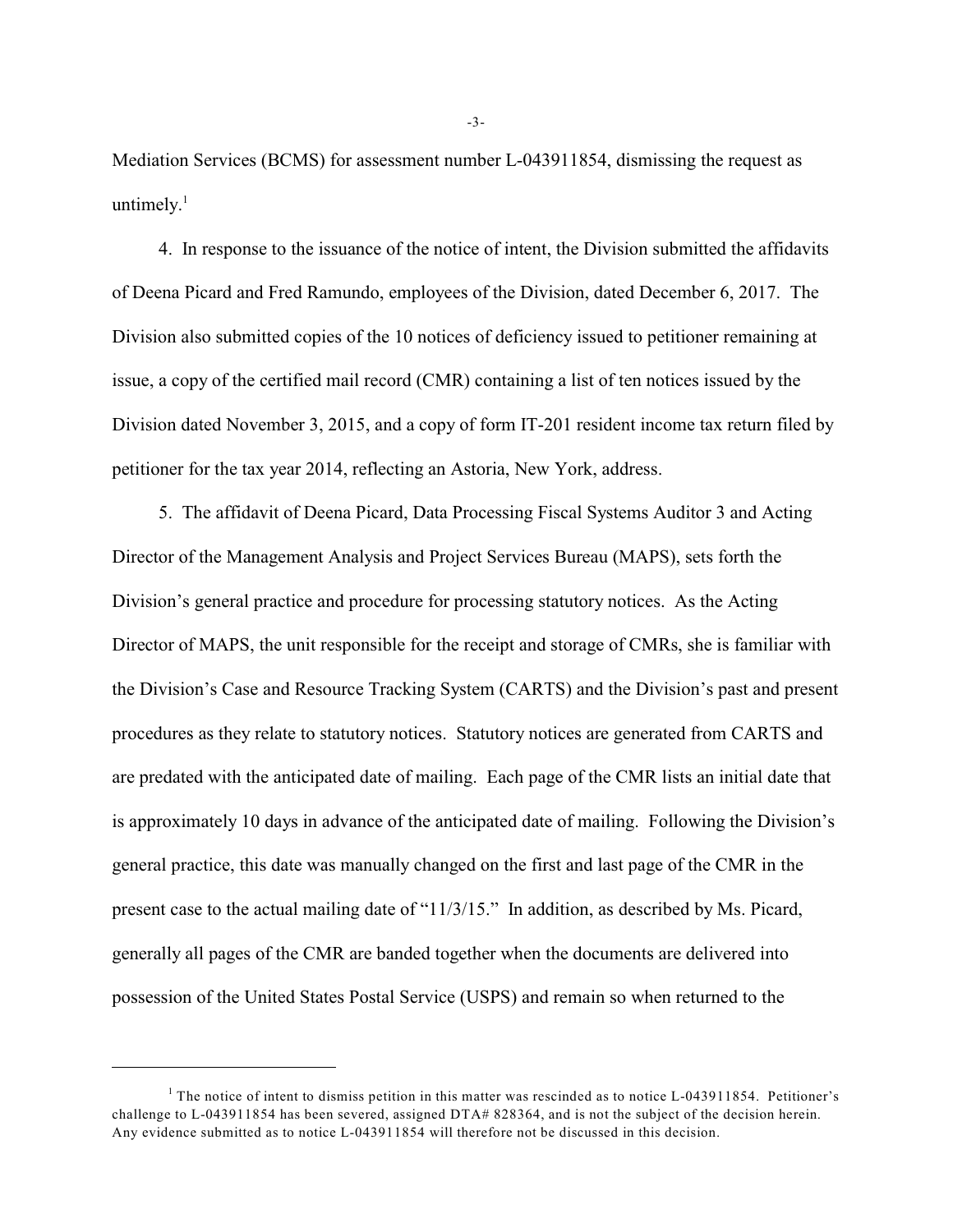Mediation Services (BCMS) for assessment number L-043911854, dismissing the request as untimely.[1]

4. In response to the issuance of the notice of intent, the Division submitted the affidavits of Deena Picard and Fred Ramundo, employees of the Division, dated December 6, 2017. The Division also submitted copies of the 10 notices of deficiency issued to petitioner remaining at issue, a copy of the certified mail record (CMR) containing a list of ten notices issued by the Division dated November 3, 2015, and a copy of form IT-201 resident income tax return filed by petitioner for the tax year 2014, reflecting an Astoria, New York, address.

5. The affidavit of Deena Picard, Data Processing Fiscal Systems Auditor 3 and Acting Director of the Management Analysis and Project Services Bureau (MAPS), sets forth the Division's general practice and procedure for processing statutory notices. As the Acting Director of MAPS, the unit responsible for the receipt and storage of CMRs, she is familiar with the Division's Case and Resource Tracking System (CARTS) and the Division's past and present procedures as they relate to statutory notices. Statutory notices are generated from CARTS and are predated with the anticipated date of mailing. Each page of the CMR lists an initial date that is approximately 10 days in advance of the anticipated date of mailing. Following the Division's general practice, this date was manually changed on the first and last page of the CMR in the present case to the actual mailing date of "11/3/15." In addition, as described by Ms. Picard, generally all pages of the CMR are banded together when the documents are delivered into possession of the United States Postal Service (USPS) and remain so when returned to the

---

[1] The notice of intent to dismiss petition in this matter was rescinded as to notice L-043911854. Petitioner's challenge to L-043911854 has been severed, assigned DTA# 828364, and is not the subject of the decision herein. Any evidence submitted as to notice L-043911854 will therefore not be discussed in this decision.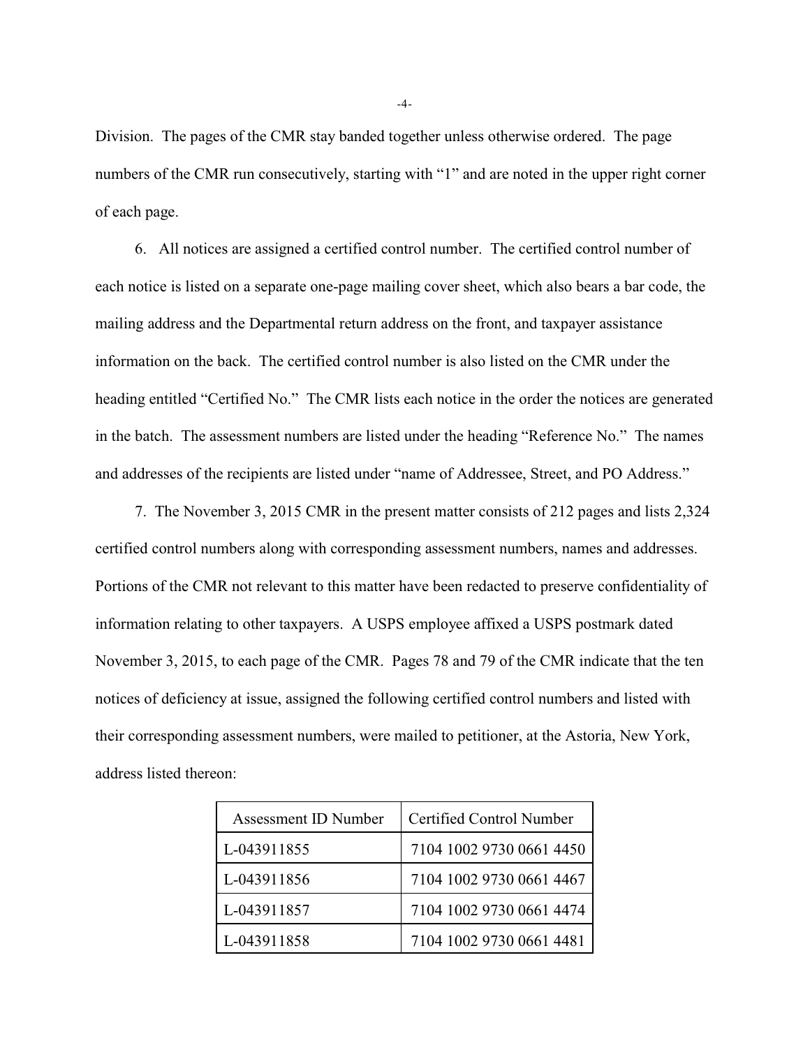Division. The pages of the CMR stay banded together unless otherwise ordered. The page numbers of the CMR run consecutively, starting with "1" and are noted in the upper right corner of each page.

6. All notices are assigned a certified control number. The certified control number of each notice is listed on a separate one-page mailing cover sheet, which also bears a bar code, the mailing address and the Departmental return address on the front, and taxpayer assistance information on the back. The certified control number is also listed on the CMR under the heading entitled "Certified No." The CMR lists each notice in the order the notices are generated in the batch. The assessment numbers are listed under the heading "Reference No." The names and addresses of the recipients are listed under "name of Addressee, Street, and PO Address."

7. The November 3, 2015 CMR in the present matter consists of 212 pages and lists 2,324 certified control numbers along with corresponding assessment numbers, names and addresses. Portions of the CMR not relevant to this matter have been redacted to preserve confidentiality of information relating to other taxpayers. A USPS employee affixed a USPS postmark dated November 3, 2015, to each page of the CMR. Pages 78 and 79 of the CMR indicate that the ten notices of deficiency at issue, assigned the following certified control numbers and listed with their corresponding assessment numbers, were mailed to petitioner, at the Astoria, New York, address listed thereon:

| Assessment ID Number | Certified Control Number |
|---|---|
| L-043911855 | 7104 1002 9730 0661 4450 |
| L-043911856 | 7104 1002 9730 0661 4467 |
| L-043911857 | 7104 1002 9730 0661 4474 |
| L-043911858 | 7104 1002 9730 0661 4481 |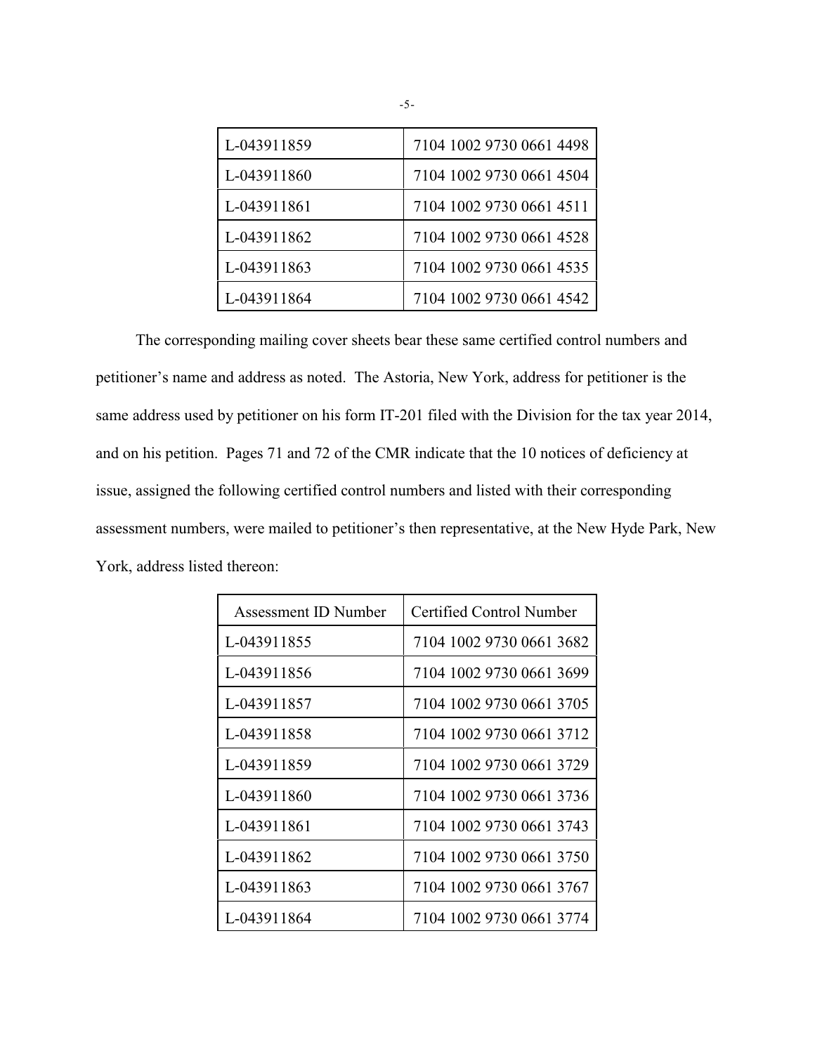| | |
|---|---|
| L-043911859 | 7104 1002 9730 0661 4498 |
| L-043911860 | 7104 1002 9730 0661 4504 |
| L-043911861 | 7104 1002 9730 0661 4511 |
| L-043911862 | 7104 1002 9730 0661 4528 |
| L-043911863 | 7104 1002 9730 0661 4535 |
| L-043911864 | 7104 1002 9730 0661 4542 |

The corresponding mailing cover sheets bear these same certified control numbers and petitioner's name and address as noted. The Astoria, New York, address for petitioner is the same address used by petitioner on his form IT-201 filed with the Division for the tax year 2014, and on his petition. Pages 71 and 72 of the CMR indicate that the 10 notices of deficiency at issue, assigned the following certified control numbers and listed with their corresponding assessment numbers, were mailed to petitioner's then representative, at the New Hyde Park, New York, address listed thereon:

| Assessment ID Number | Certified Control Number |
|---|---|
| L-043911855 | 7104 1002 9730 0661 3682 |
| L-043911856 | 7104 1002 9730 0661 3699 |
| L-043911857 | 7104 1002 9730 0661 3705 |
| L-043911858 | 7104 1002 9730 0661 3712 |
| L-043911859 | 7104 1002 9730 0661 3729 |
| L-043911860 | 7104 1002 9730 0661 3736 |
| L-043911861 | 7104 1002 9730 0661 3743 |
| L-043911862 | 7104 1002 9730 0661 3750 |
| L-043911863 | 7104 1002 9730 0661 3767 |
| L-043911864 | 7104 1002 9730 0661 3774 |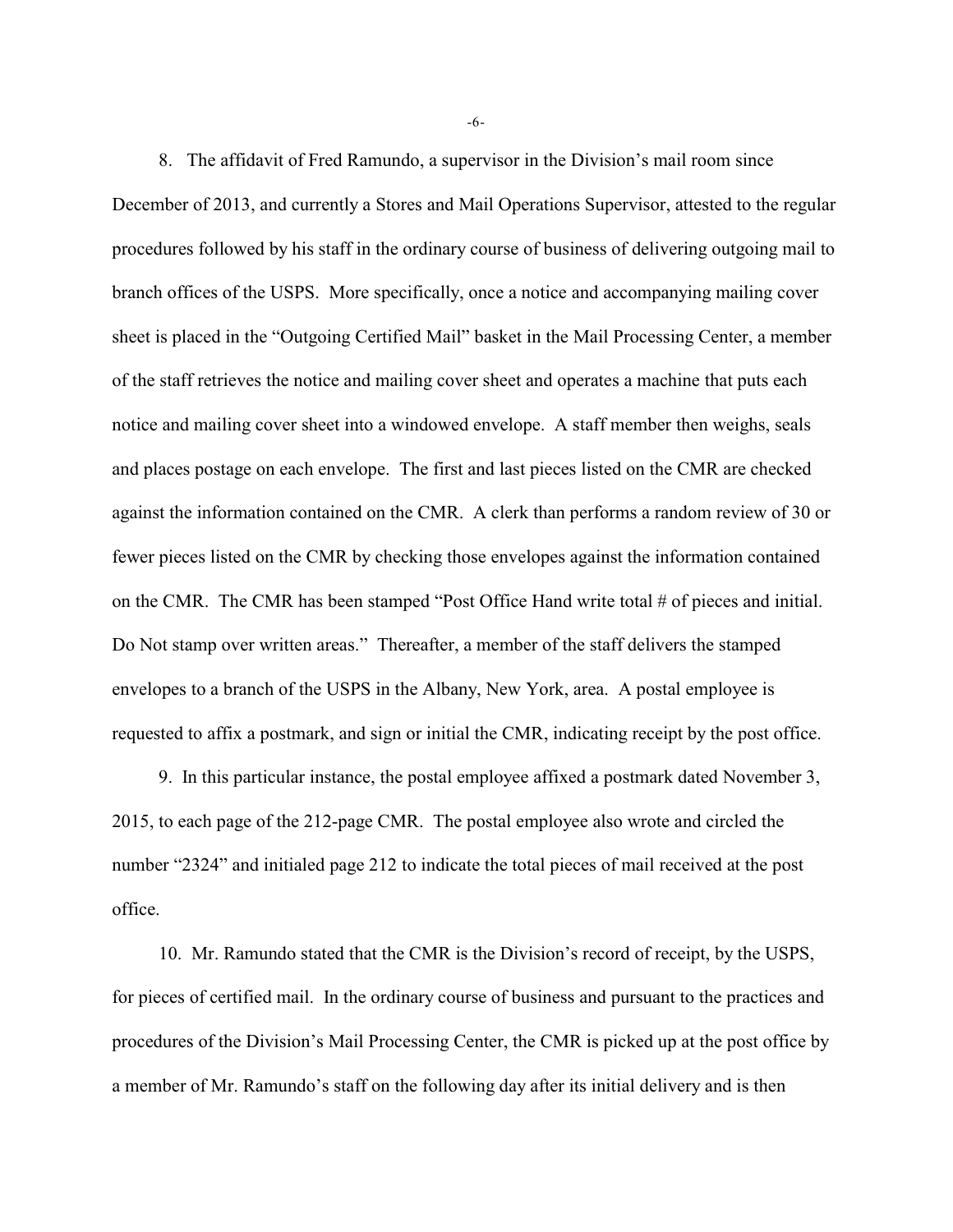8. The affidavit of Fred Ramundo, a supervisor in the Division's mail room since December of 2013, and currently a Stores and Mail Operations Supervisor, attested to the regular procedures followed by his staff in the ordinary course of business of delivering outgoing mail to branch offices of the USPS. More specifically, once a notice and accompanying mailing cover sheet is placed in the "Outgoing Certified Mail" basket in the Mail Processing Center, a member of the staff retrieves the notice and mailing cover sheet and operates a machine that puts each notice and mailing cover sheet into a windowed envelope. A staff member then weighs, seals and places postage on each envelope. The first and last pieces listed on the CMR are checked against the information contained on the CMR. A clerk than performs a random review of 30 or fewer pieces listed on the CMR by checking those envelopes against the information contained on the CMR. The CMR has been stamped "Post Office Hand write total # of pieces and initial. Do Not stamp over written areas." Thereafter, a member of the staff delivers the stamped envelopes to a branch of the USPS in the Albany, New York, area. A postal employee is requested to affix a postmark, and sign or initial the CMR, indicating receipt by the post office.

9. In this particular instance, the postal employee affixed a postmark dated November 3, 2015, to each page of the 212-page CMR. The postal employee also wrote and circled the number "2324" and initialed page 212 to indicate the total pieces of mail received at the post office.

10. Mr. Ramundo stated that the CMR is the Division's record of receipt, by the USPS, for pieces of certified mail. In the ordinary course of business and pursuant to the practices and procedures of the Division's Mail Processing Center, the CMR is picked up at the post office by a member of Mr. Ramundo's staff on the following day after its initial delivery and is then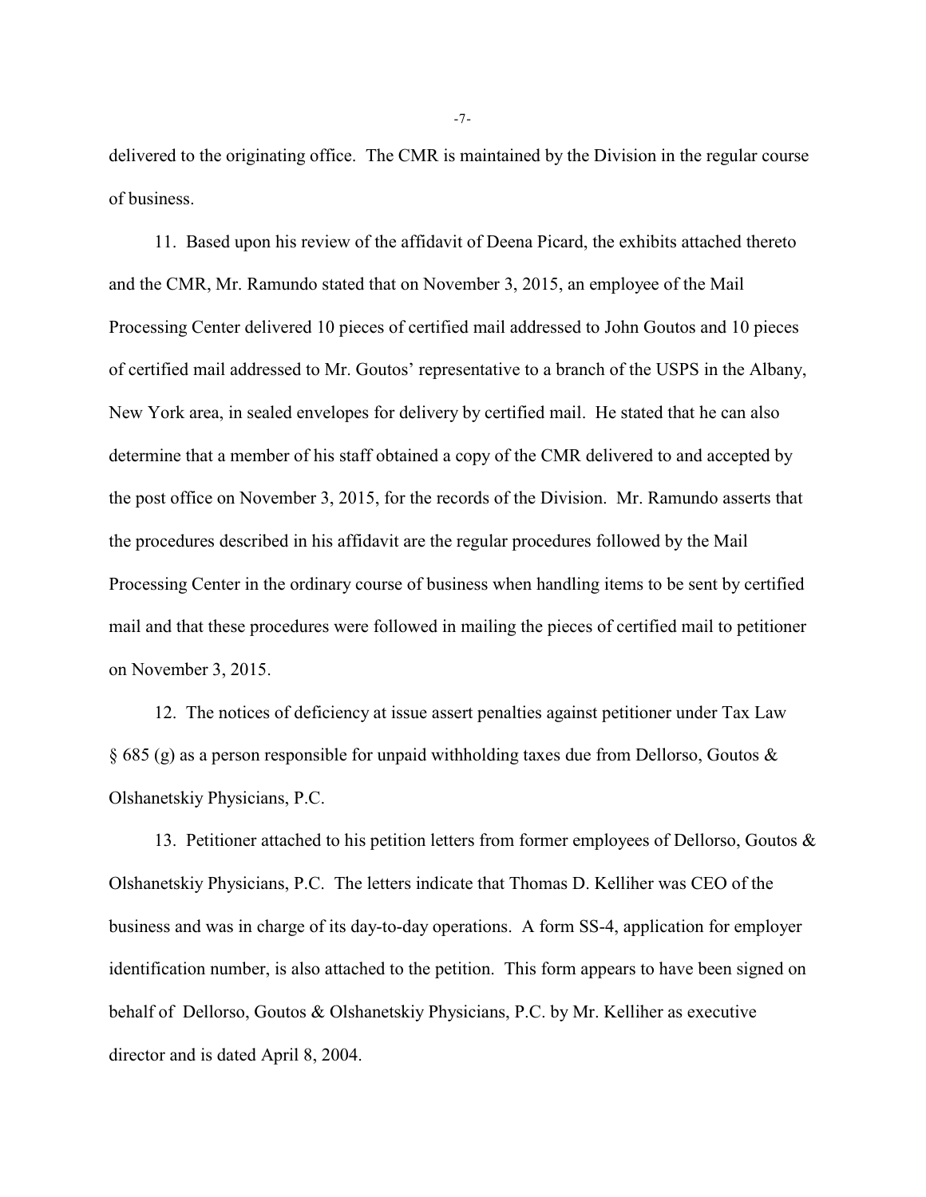delivered to the originating office. The CMR is maintained by the Division in the regular course of business.

11. Based upon his review of the affidavit of Deena Picard, the exhibits attached thereto and the CMR, Mr. Ramundo stated that on November 3, 2015, an employee of the Mail Processing Center delivered 10 pieces of certified mail addressed to John Goutos and 10 pieces of certified mail addressed to Mr. Goutos' representative to a branch of the USPS in the Albany, New York area, in sealed envelopes for delivery by certified mail. He stated that he can also determine that a member of his staff obtained a copy of the CMR delivered to and accepted by the post office on November 3, 2015, for the records of the Division. Mr. Ramundo asserts that the procedures described in his affidavit are the regular procedures followed by the Mail Processing Center in the ordinary course of business when handling items to be sent by certified mail and that these procedures were followed in mailing the pieces of certified mail to petitioner on November 3, 2015.

12. The notices of deficiency at issue assert penalties against petitioner under Tax Law § 685 (g) as a person responsible for unpaid withholding taxes due from Dellorso, Goutos & Olshanetskiy Physicians, P.C.

13. Petitioner attached to his petition letters from former employees of Dellorso, Goutos & Olshanetskiy Physicians, P.C. The letters indicate that Thomas D. Kelliher was CEO of the business and was in charge of its day-to-day operations. A form SS-4, application for employer identification number, is also attached to the petition. This form appears to have been signed on behalf of Dellorso, Goutos & Olshanetskiy Physicians, P.C. by Mr. Kelliher as executive director and is dated April 8, 2004.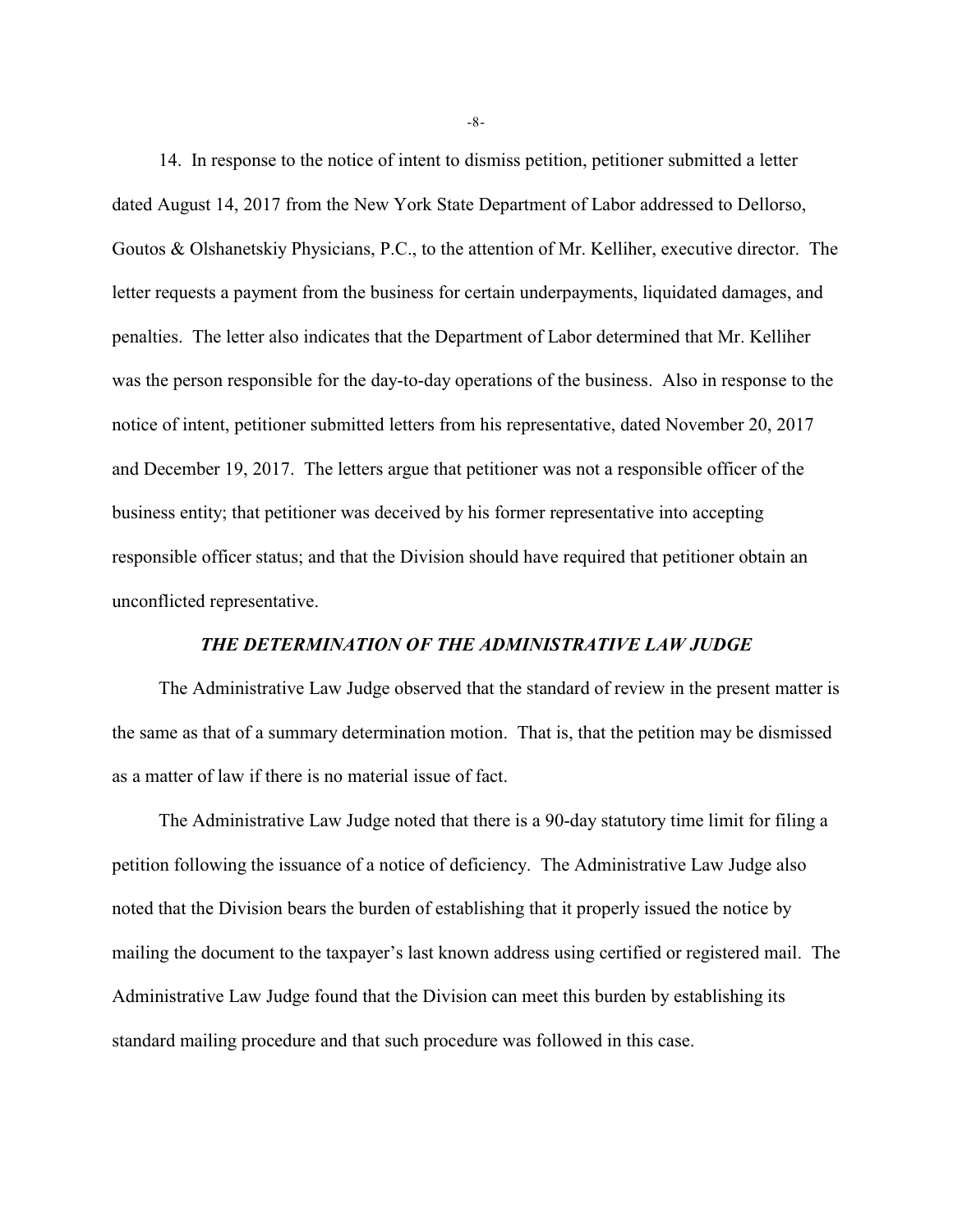14. In response to the notice of intent to dismiss petition, petitioner submitted a letter dated August 14, 2017 from the New York State Department of Labor addressed to Dellorso, Goutos & Olshanetskiy Physicians, P.C., to the attention of Mr. Kelliher, executive director. The letter requests a payment from the business for certain underpayments, liquidated damages, and penalties. The letter also indicates that the Department of Labor determined that Mr. Kelliher was the person responsible for the day-to-day operations of the business. Also in response to the notice of intent, petitioner submitted letters from his representative, dated November 20, 2017 and December 19, 2017. The letters argue that petitioner was not a responsible officer of the business entity; that petitioner was deceived by his former representative into accepting responsible officer status; and that the Division should have required that petitioner obtain an unconflicted representative.

### *THE DETERMINATION OF THE ADMINISTRATIVE LAW JUDGE*

The Administrative Law Judge observed that the standard of review in the present matter is the same as that of a summary determination motion. That is, that the petition may be dismissed as a matter of law if there is no material issue of fact.

The Administrative Law Judge noted that there is a 90-day statutory time limit for filing a petition following the issuance of a notice of deficiency. The Administrative Law Judge also noted that the Division bears the burden of establishing that it properly issued the notice by mailing the document to the taxpayer's last known address using certified or registered mail. The Administrative Law Judge found that the Division can meet this burden by establishing its standard mailing procedure and that such procedure was followed in this case.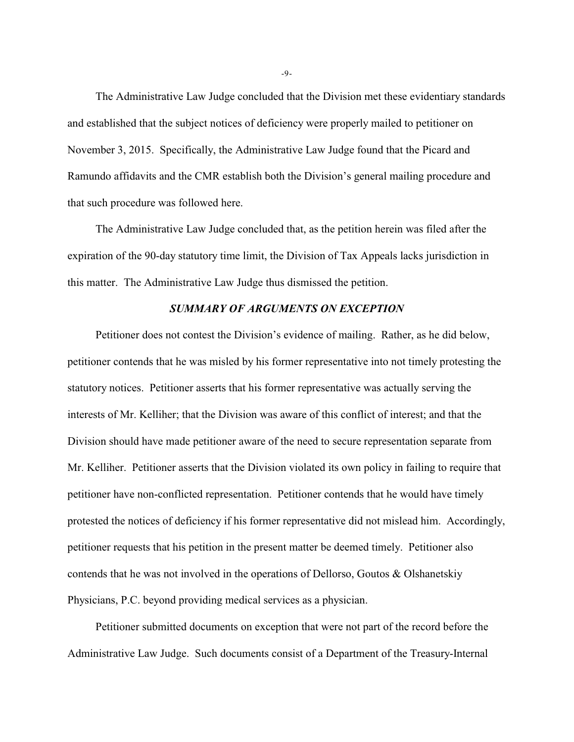The Administrative Law Judge concluded that the Division met these evidentiary standards and established that the subject notices of deficiency were properly mailed to petitioner on November 3, 2015. Specifically, the Administrative Law Judge found that the Picard and Ramundo affidavits and the CMR establish both the Division's general mailing procedure and that such procedure was followed here.

The Administrative Law Judge concluded that, as the petition herein was filed after the expiration of the 90-day statutory time limit, the Division of Tax Appeals lacks jurisdiction in this matter. The Administrative Law Judge thus dismissed the petition.

### *SUMMARY OF ARGUMENTS ON EXCEPTION*

Petitioner does not contest the Division's evidence of mailing. Rather, as he did below, petitioner contends that he was misled by his former representative into not timely protesting the statutory notices. Petitioner asserts that his former representative was actually serving the interests of Mr. Kelliher; that the Division was aware of this conflict of interest; and that the Division should have made petitioner aware of the need to secure representation separate from Mr. Kelliher. Petitioner asserts that the Division violated its own policy in failing to require that petitioner have non-conflicted representation. Petitioner contends that he would have timely protested the notices of deficiency if his former representative did not mislead him. Accordingly, petitioner requests that his petition in the present matter be deemed timely. Petitioner also contends that he was not involved in the operations of Dellorso, Goutos & Olshanetskiy Physicians, P.C. beyond providing medical services as a physician.

Petitioner submitted documents on exception that were not part of the record before the Administrative Law Judge. Such documents consist of a Department of the Treasury-Internal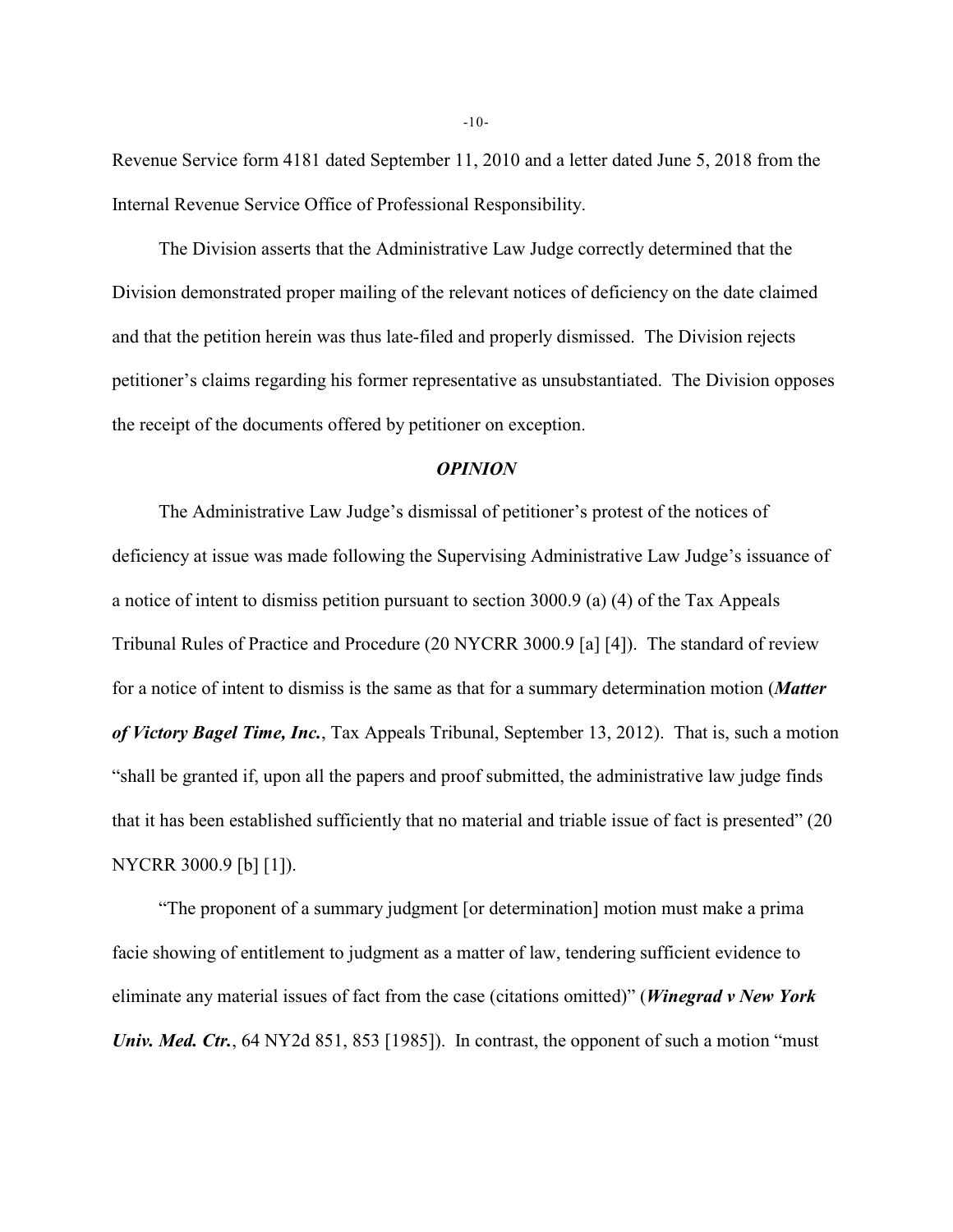Revenue Service form 4181 dated September 11, 2010 and a letter dated June 5, 2018 from the Internal Revenue Service Office of Professional Responsibility.

The Division asserts that the Administrative Law Judge correctly determined that the Division demonstrated proper mailing of the relevant notices of deficiency on the date claimed and that the petition herein was thus late-filed and properly dismissed. The Division rejects petitioner's claims regarding his former representative as unsubstantiated. The Division opposes the receipt of the documents offered by petitioner on exception.

## *OPINION*

The Administrative Law Judge's dismissal of petitioner's protest of the notices of deficiency at issue was made following the Supervising Administrative Law Judge's issuance of a notice of intent to dismiss petition pursuant to section 3000.9 (a) (4) of the Tax Appeals Tribunal Rules of Practice and Procedure (20 NYCRR 3000.9 [a] [4]). The standard of review for a notice of intent to dismiss is the same as that for a summary determination motion (***Matter of Victory Bagel Time, Inc.***, Tax Appeals Tribunal, September 13, 2012). That is, such a motion "shall be granted if, upon all the papers and proof submitted, the administrative law judge finds that it has been established sufficiently that no material and triable issue of fact is presented" (20 NYCRR 3000.9 [b] [1]).

"The proponent of a summary judgment [or determination] motion must make a prima facie showing of entitlement to judgment as a matter of law, tendering sufficient evidence to eliminate any material issues of fact from the case (citations omitted)" (***Winegrad v New York Univ. Med. Ctr.***, 64 NY2d 851, 853 [1985]). In contrast, the opponent of such a motion "must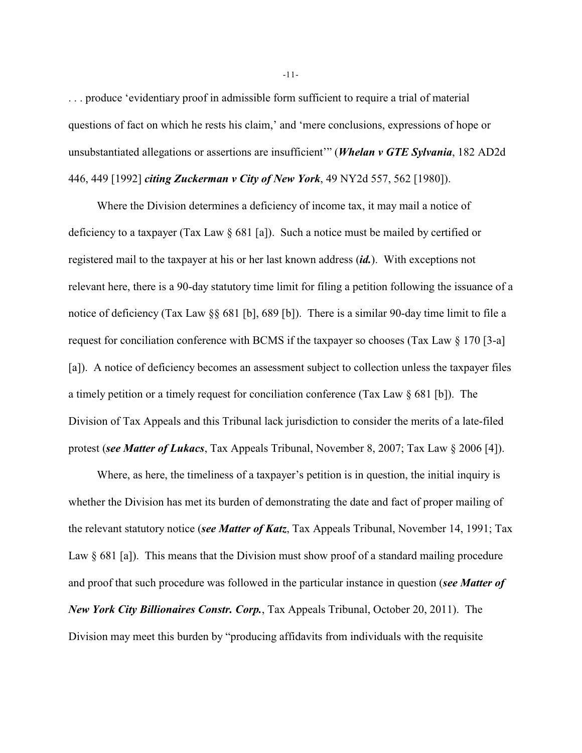. . . produce 'evidentiary proof in admissible form sufficient to require a trial of material questions of fact on which he rests his claim,' and 'mere conclusions, expressions of hope or unsubstantiated allegations or assertions are insufficient'" (***Whelan v GTE Sylvania***, 182 AD2d 446, 449 [1992] ***citing Zuckerman v City of New York***, 49 NY2d 557, 562 [1980]).

Where the Division determines a deficiency of income tax, it may mail a notice of deficiency to a taxpayer (Tax Law § 681 [a]). Such a notice must be mailed by certified or registered mail to the taxpayer at his or her last known address (***id.***). With exceptions not relevant here, there is a 90-day statutory time limit for filing a petition following the issuance of a notice of deficiency (Tax Law §§ 681 [b], 689 [b]). There is a similar 90-day time limit to file a request for conciliation conference with BCMS if the taxpayer so chooses (Tax Law § 170 [3-a] [a]). A notice of deficiency becomes an assessment subject to collection unless the taxpayer files a timely petition or a timely request for conciliation conference (Tax Law § 681 [b]). The Division of Tax Appeals and this Tribunal lack jurisdiction to consider the merits of a late-filed protest (***see Matter of Lukacs***, Tax Appeals Tribunal, November 8, 2007; Tax Law § 2006 [4]).

Where, as here, the timeliness of a taxpayer's petition is in question, the initial inquiry is whether the Division has met its burden of demonstrating the date and fact of proper mailing of the relevant statutory notice (***see Matter of Katz***, Tax Appeals Tribunal, November 14, 1991; Tax Law § 681 [a]). This means that the Division must show proof of a standard mailing procedure and proof that such procedure was followed in the particular instance in question (***see Matter of New York City Billionaires Constr. Corp.***, Tax Appeals Tribunal, October 20, 2011). The Division may meet this burden by "producing affidavits from individuals with the requisite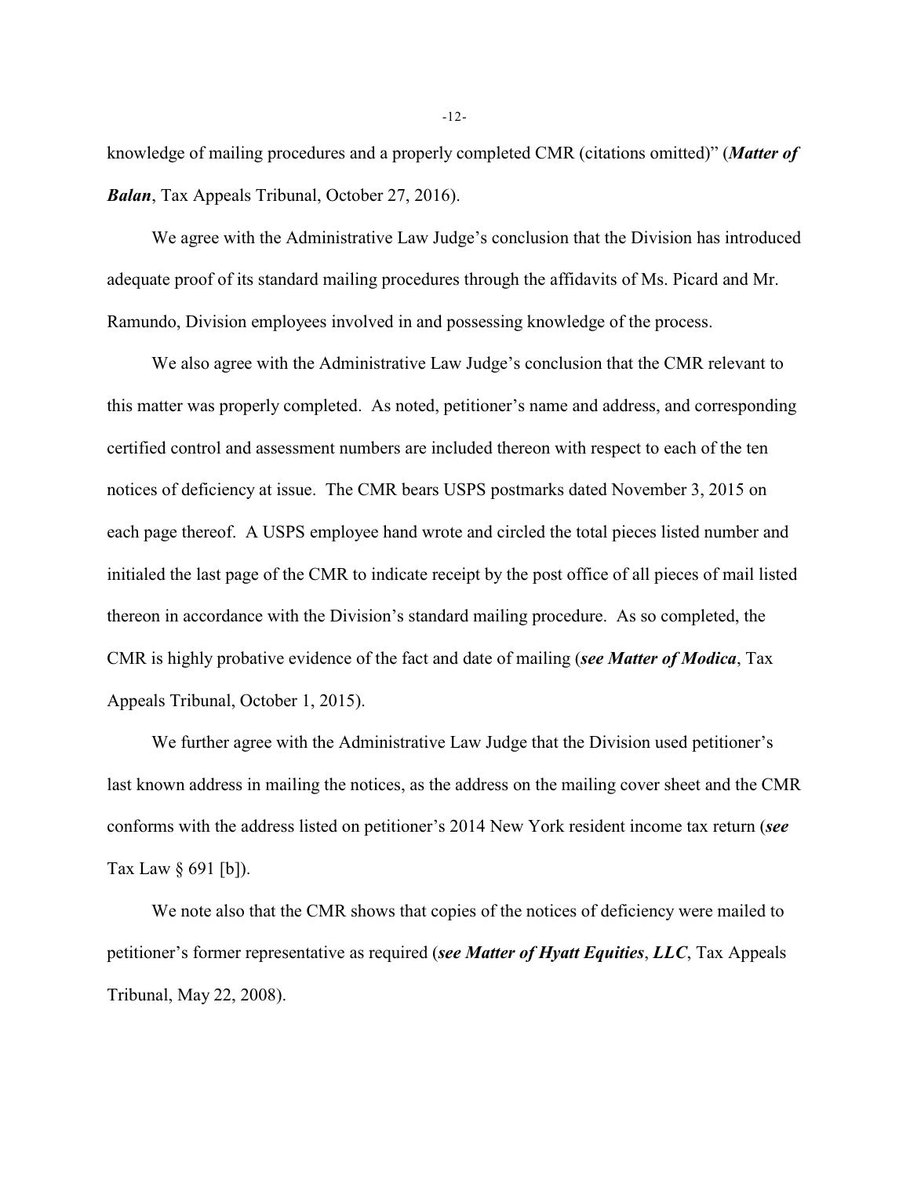knowledge of mailing procedures and a properly completed CMR (citations omitted)" (***Matter of Balan***, Tax Appeals Tribunal, October 27, 2016).

We agree with the Administrative Law Judge's conclusion that the Division has introduced adequate proof of its standard mailing procedures through the affidavits of Ms. Picard and Mr. Ramundo, Division employees involved in and possessing knowledge of the process.

We also agree with the Administrative Law Judge's conclusion that the CMR relevant to this matter was properly completed. As noted, petitioner's name and address, and corresponding certified control and assessment numbers are included thereon with respect to each of the ten notices of deficiency at issue. The CMR bears USPS postmarks dated November 3, 2015 on each page thereof. A USPS employee hand wrote and circled the total pieces listed number and initialed the last page of the CMR to indicate receipt by the post office of all pieces of mail listed thereon in accordance with the Division's standard mailing procedure. As so completed, the CMR is highly probative evidence of the fact and date of mailing (***see Matter of Modica***, Tax Appeals Tribunal, October 1, 2015).

We further agree with the Administrative Law Judge that the Division used petitioner's last known address in mailing the notices, as the address on the mailing cover sheet and the CMR conforms with the address listed on petitioner's 2014 New York resident income tax return (***see*** Tax Law § 691 [b]).

We note also that the CMR shows that copies of the notices of deficiency were mailed to petitioner's former representative as required (***see Matter of Hyatt Equities***, ***LLC***, Tax Appeals Tribunal, May 22, 2008).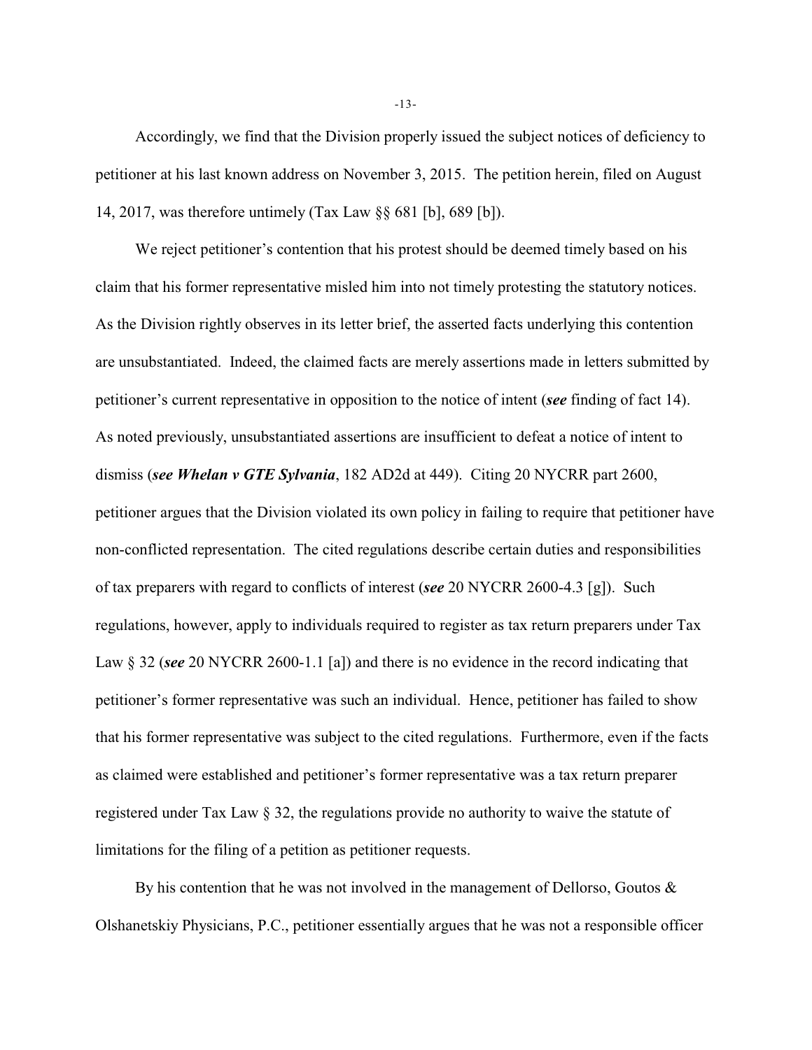Accordingly, we find that the Division properly issued the subject notices of deficiency to petitioner at his last known address on November 3, 2015. The petition herein, filed on August 14, 2017, was therefore untimely (Tax Law §§ 681 [b], 689 [b]).

We reject petitioner's contention that his protest should be deemed timely based on his claim that his former representative misled him into not timely protesting the statutory notices. As the Division rightly observes in its letter brief, the asserted facts underlying this contention are unsubstantiated. Indeed, the claimed facts are merely assertions made in letters submitted by petitioner's current representative in opposition to the notice of intent (***see*** finding of fact 14). As noted previously, unsubstantiated assertions are insufficient to defeat a notice of intent to dismiss (***see Whelan v GTE Sylvania***, 182 AD2d at 449). Citing 20 NYCRR part 2600, petitioner argues that the Division violated its own policy in failing to require that petitioner have non-conflicted representation. The cited regulations describe certain duties and responsibilities of tax preparers with regard to conflicts of interest (***see*** 20 NYCRR 2600-4.3 [g]). Such regulations, however, apply to individuals required to register as tax return preparers under Tax Law § 32 (***see*** 20 NYCRR 2600-1.1 [a]) and there is no evidence in the record indicating that petitioner's former representative was such an individual. Hence, petitioner has failed to show that his former representative was subject to the cited regulations. Furthermore, even if the facts as claimed were established and petitioner's former representative was a tax return preparer registered under Tax Law § 32, the regulations provide no authority to waive the statute of limitations for the filing of a petition as petitioner requests.

By his contention that he was not involved in the management of Dellorso, Goutos & Olshanetskiy Physicians, P.C., petitioner essentially argues that he was not a responsible officer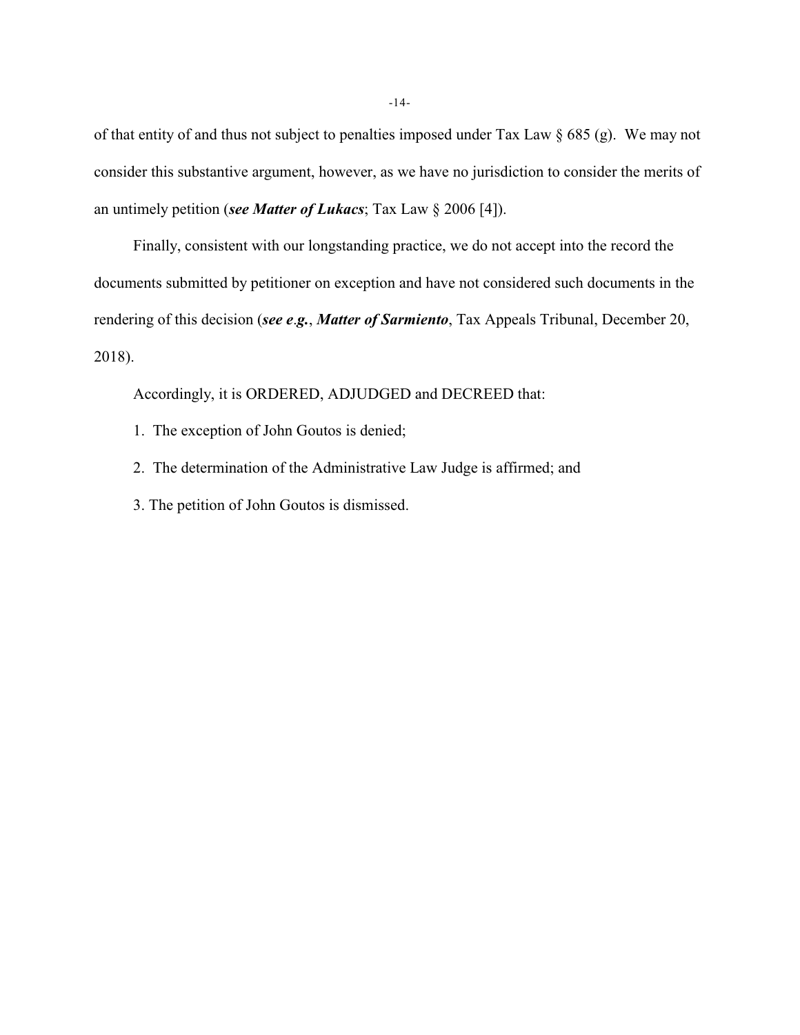of that entity of and thus not subject to penalties imposed under Tax Law § 685 (g). We may not consider this substantive argument, however, as we have no jurisdiction to consider the merits of an untimely petition (***see Matter of Lukacs***; Tax Law § 2006 [4]).

Finally, consistent with our longstanding practice, we do not accept into the record the documents submitted by petitioner on exception and have not considered such documents in the rendering of this decision (***see e.g.***, ***Matter of Sarmiento***, Tax Appeals Tribunal, December 20, 2018).

Accordingly, it is ORDERED, ADJUDGED and DECREED that:

1. The exception of John Goutos is denied;

2. The determination of the Administrative Law Judge is affirmed; and

3. The petition of John Goutos is dismissed.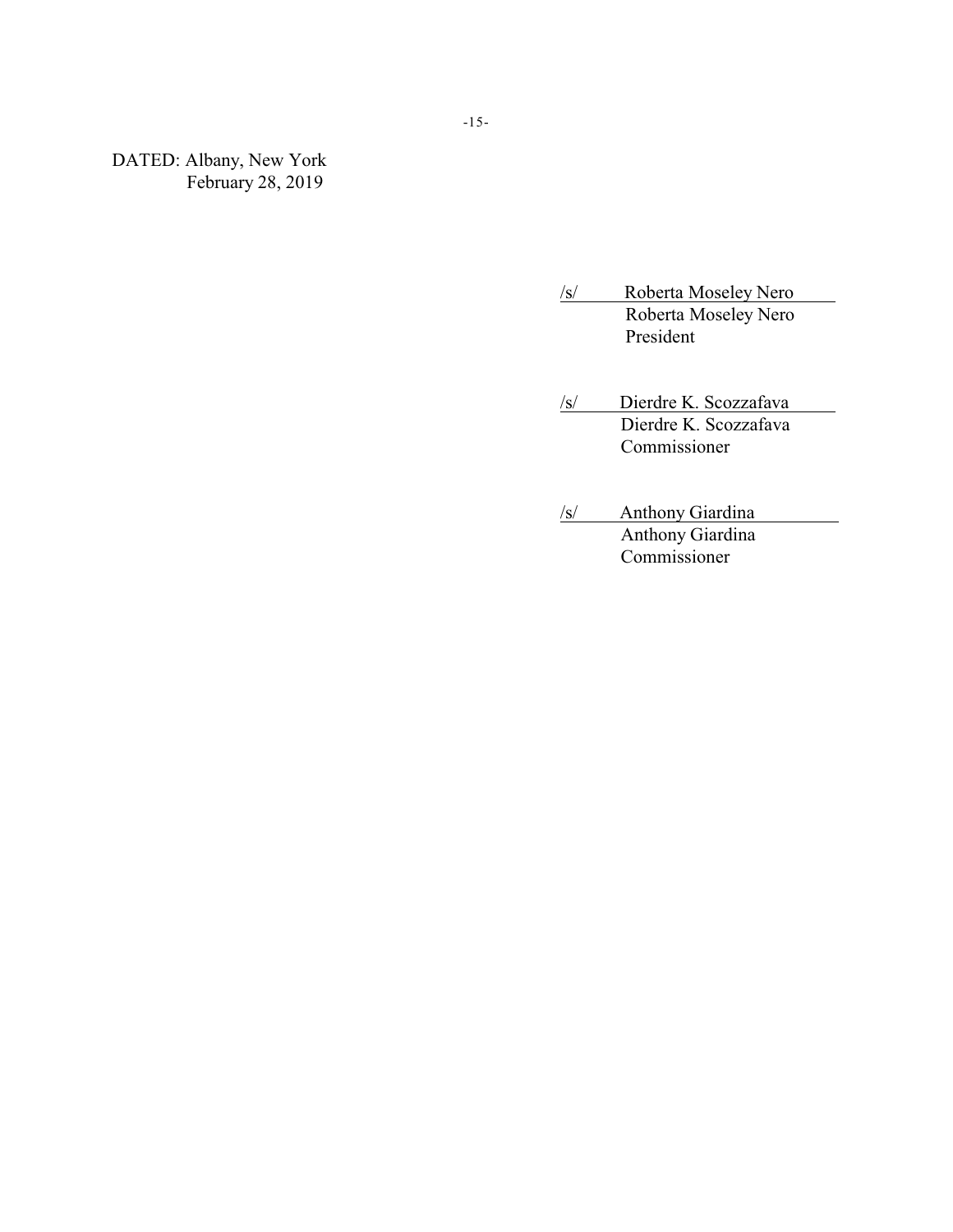DATED: Albany, New York
February 28, 2019

/s/ Roberta Moseley Nero
Roberta Moseley Nero
President

/s/ Dierdre K. Scozzafava
Dierdre K. Scozzafava
Commissioner

/s/ Anthony Giardina
Anthony Giardina
Commissioner